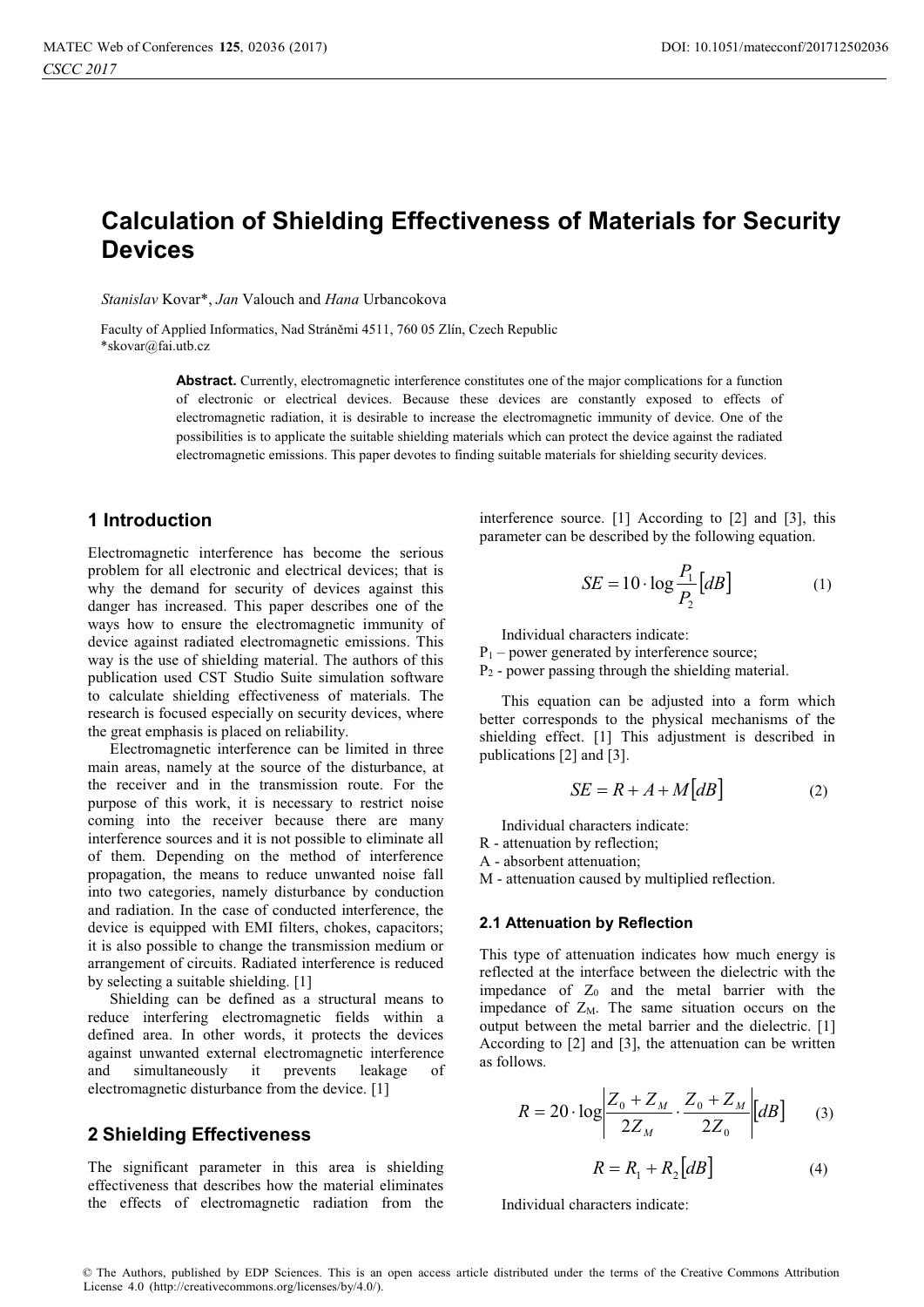# Calculation of Shielding Effectiveness of Materials for Security Devices

*Stanislav* Kovar*, *Jan* Valouch and *Hana* Urbancokova

Faculty of Applied Informatics, Nad Stráněmi 4511, 760 05 Zlín, Czech Republic
*skovar@fai.utb.cz

**Abstract.** Currently, electromagnetic interference constitutes one of the major complications for a function of electronic or electrical devices. Because these devices are constantly exposed to effects of electromagnetic radiation, it is desirable to increase the electromagnetic immunity of device. One of the possibilities is to applicate the suitable shielding materials which can protect the device against the radiated electromagnetic emissions. This paper devotes to finding suitable materials for shielding security devices.

## 1 Introduction

Electromagnetic interference has become the serious problem for all electronic and electrical devices; that is why the demand for security of devices against this danger has increased. This paper describes one of the ways how to ensure the electromagnetic immunity of device against radiated electromagnetic emissions. This way is the use of shielding material. The authors of this publication used CST Studio Suite simulation software to calculate shielding effectiveness of materials. The research is focused especially on security devices, where the great emphasis is placed on reliability.

Electromagnetic interference can be limited in three main areas, namely at the source of the disturbance, at the receiver and in the transmission route. For the purpose of this work, it is necessary to restrict noise coming into the receiver because there are many interference sources and it is not possible to eliminate all of them. Depending on the method of interference propagation, the means to reduce unwanted noise fall into two categories, namely disturbance by conduction and radiation. In the case of conducted interference, the device is equipped with EMI filters, chokes, capacitors; it is also possible to change the transmission medium or arrangement of circuits. Radiated interference is reduced by selecting a suitable shielding. [1]

Shielding can be defined as a structural means to reduce interfering electromagnetic fields within a defined area. In other words, it protects the devices against unwanted external electromagnetic interference and simultaneously it prevents leakage of electromagnetic disturbance from the device. [1]

## 2 Shielding Effectiveness

The significant parameter in this area is shielding effectiveness that describes how the material eliminates the effects of electromagnetic radiation from the interference source. [1] According to [2] and [3], this parameter can be described by the following equation.

$$SE = 10 \cdot \log \frac{P_1}{P_2} [dB] \tag{1}$$

Individual characters indicate:
$P_1$ – power generated by interference source;
$P_2$ - power passing through the shielding material.

This equation can be adjusted into a form which better corresponds to the physical mechanisms of the shielding effect. [1] This adjustment is described in publications [2] and [3].

$$SE = R + A + M [dB] \tag{2}$$

Individual characters indicate:
R - attenuation by reflection;
A - absorbent attenuation;
M - attenuation caused by multiplied reflection.

### 2.1 Attenuation by Reflection

This type of attenuation indicates how much energy is reflected at the interface between the dielectric with the impedance of $Z_0$ and the metal barrier with the impedance of $Z_M$. The same situation occurs on the output between the metal barrier and the dielectric. [1] According to [2] and [3], the attenuation can be written as follows.

$$R = 20 \cdot \log \left| \frac{Z_0 + Z_M}{2Z_M} \cdot \frac{Z_0 + Z_M}{2Z_0} \right| [dB] \tag{3}$$

$$R = R_1 + R_2 [dB] \tag{4}$$

Individual characters indicate: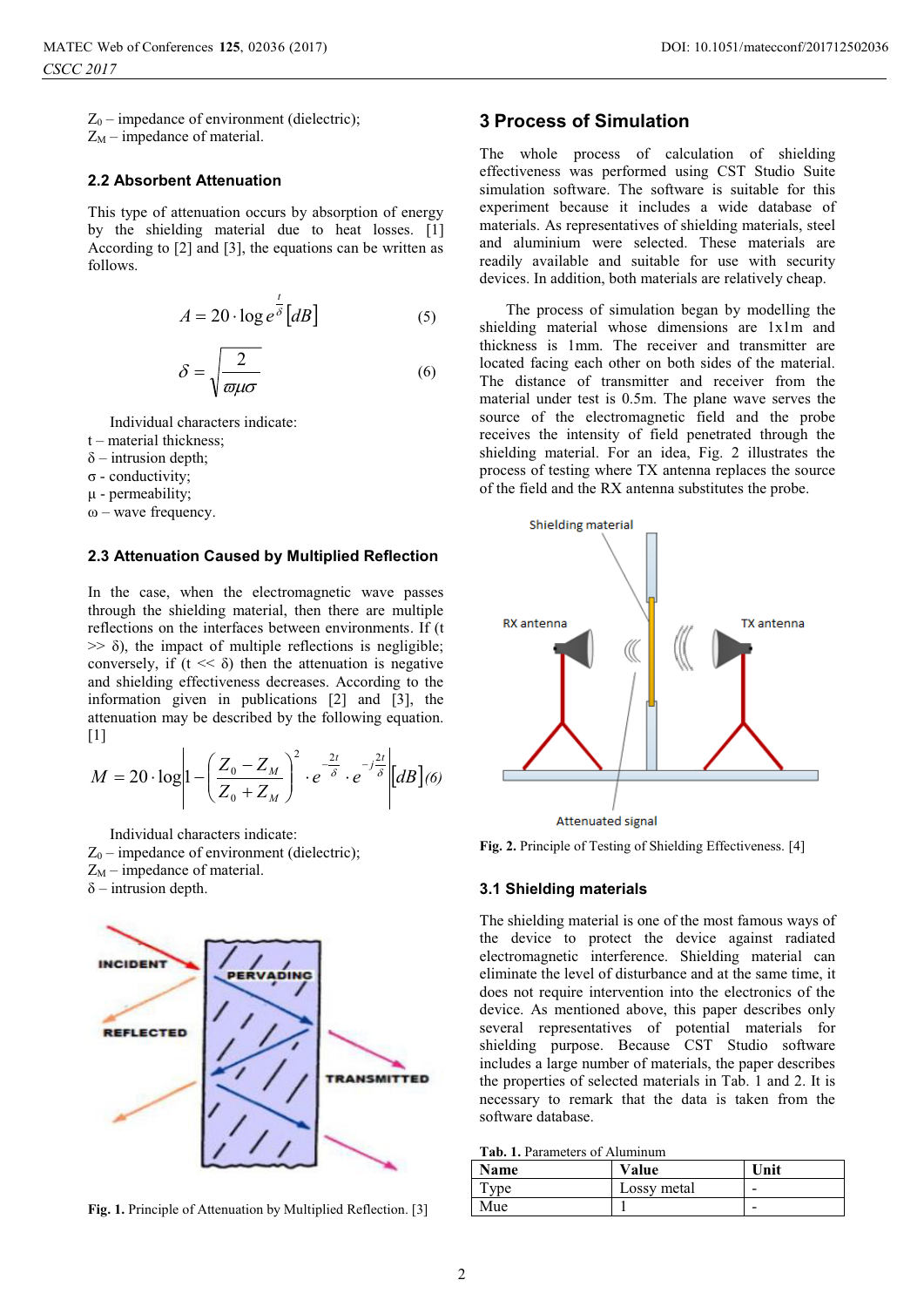$Z_0$ – impedance of environment (dielectric);
$Z_M$ – impedance of material.

### 2.2 Absorbent Attenuation

This type of attenuation occurs by absorption of energy by the shielding material due to heat losses. [1] According to [2] and [3], the equations can be written as follows.

$$A = 20 \cdot \log e^{\frac{t}{\delta}} [dB] \quad (5)$$

$$\delta = \sqrt{\frac{2}{\varpi \mu \sigma}} \quad (6)$$

Individual characters indicate:
t – material thickness;
δ – intrusion depth;
σ - conductivity;
μ - permeability;
ω – wave frequency.

### 2.3 Attenuation Caused by Multiplied Reflection

In the case, when the electromagnetic wave passes through the shielding material, then there are multiple reflections on the interfaces between environments. If ($t >> \delta$), the impact of multiple reflections is negligible; conversely, if ($t << \delta$) then the attenuation is negative and shielding effectiveness decreases. According to the information given in publications [2] and [3], the attenuation may be described by the following equation. [1]

$$M = 20 \cdot \log \left| 1 - \left( \frac{Z_0 - Z_M}{Z_0 + Z_M} \right)^2 \cdot e^{-\frac{2t}{\delta}} \cdot e^{-j\frac{2t}{\delta}} \right| [dB] \quad (6)$$

Individual characters indicate:
$Z_0$ – impedance of environment (dielectric);
$Z_M$ – impedance of material.
δ – intrusion depth.

**Fig. 1.** Principle of Attenuation by Multiplied Reflection. [3]

## 3 Process of Simulation

The whole process of calculation of shielding effectiveness was performed using CST Studio Suite simulation software. The software is suitable for this experiment because it includes a wide database of materials. As representatives of shielding materials, steel and aluminium were selected. These materials are readily available and suitable for use with security devices. In addition, both materials are relatively cheap.

The process of simulation began by modelling the shielding material whose dimensions are 1x1m and thickness is 1mm. The receiver and transmitter are located facing each other on both sides of the material. The distance of transmitter and receiver from the material under test is 0.5m. The plane wave serves the source of the electromagnetic field and the probe receives the intensity of field penetrated through the shielding material. For an idea, Fig. 2 illustrates the process of testing where TX antenna replaces the source of the field and the RX antenna substitutes the probe.

**Fig. 2.** Principle of Testing of Shielding Effectiveness. [4]

### 3.1 Shielding materials

The shielding material is one of the most famous ways of the device to protect the device against radiated electromagnetic interference. Shielding material can eliminate the level of disturbance and at the same time, it does not require intervention into the electronics of the device. As mentioned above, this paper describes only several representatives of potential materials for shielding purpose. Because CST Studio software includes a large number of materials, the paper describes the properties of selected materials in Tab. 1 and 2. It is necessary to remark that the data is taken from the software database.

**Tab. 1.** Parameters of Aluminum

| Name | Value | Unit |
|---|---|---|
| Type | Lossy metal | - |
| Mue | 1 | - |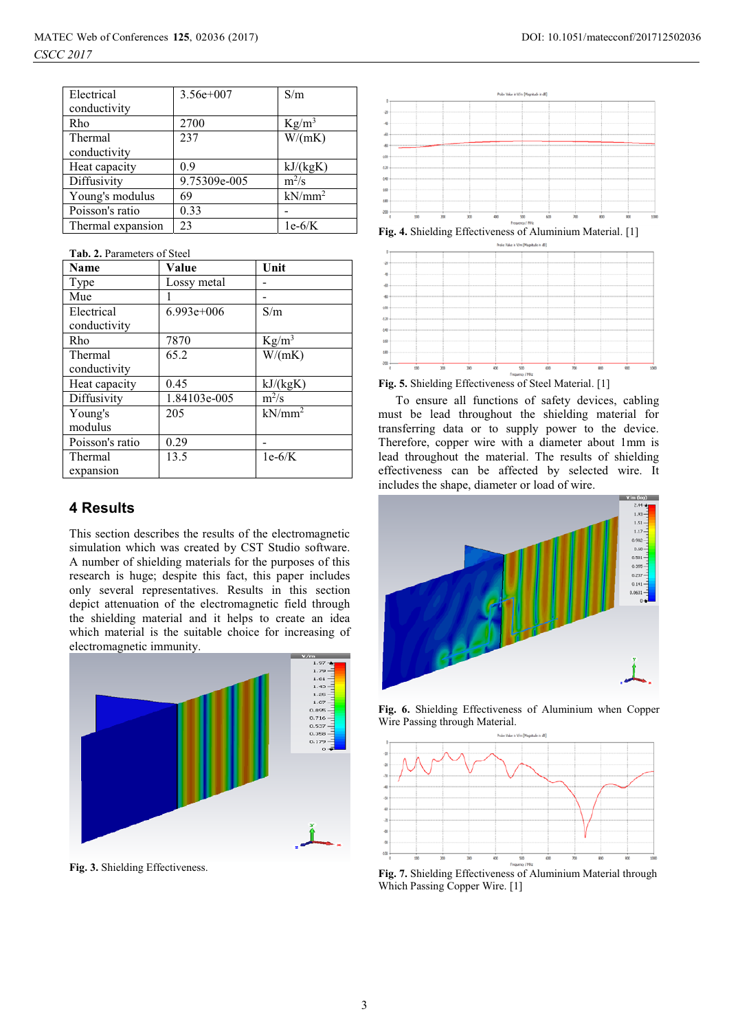| Electrical conductivity | 3.56e+007 | S/m |
|---|---|---|
| Rho | 2700 | Kg/m$^3$ |
| Thermal conductivity | 237 | W/(mK) |
| Heat capacity | 0.9 | kJ/(kgK) |
| Diffusivity | 9.75309e-005 | m$^2$/s |
| Young's modulus | 69 | kN/mm$^2$ |
| Poisson's ratio | 0.33 | - |
| Thermal expansion | 23 | 1e-6/K |

**Tab. 2.** Parameters of Steel

| Name | Value | Unit |
|---|---|---|
| Type | Lossy metal | - |
| Mue | 1 | - |
| Electrical conductivity | 6.993e+006 | S/m |
| Rho | 7870 | Kg/m$^3$ |
| Thermal conductivity | 65.2 | W/(mK) |
| Heat capacity | 0.45 | kJ/(kgK) |
| Diffusivity | 1.84103e-005 | m$^2$/s |
| Young's modulus | 205 | kN/mm$^2$ |
| Poisson's ratio | 0.29 | - |
| Thermal expansion | 13.5 | 1e-6/K |

## 4 Results

This section describes the results of the electromagnetic simulation which was created by CST Studio software. A number of shielding materials for the purposes of this research is huge; despite this fact, this paper includes only several representatives. Results in this section depict attenuation of the electromagnetic field through the shielding material and it helps to create an idea which material is the suitable choice for increasing of electromagnetic immunity.

**Fig. 3.** Shielding Effectiveness.

**Fig. 4.** Shielding Effectiveness of Aluminium Material. [1]

**Fig. 5.** Shielding Effectiveness of Steel Material. [1]

To ensure all functions of safety devices, cabling must be lead throughout the shielding material for transferring data or to supply power to the device. Therefore, copper wire with a diameter about 1mm is lead throughout the material. The results of shielding effectiveness can be affected by selected wire. It includes the shape, diameter or load of wire.

**Fig. 6.** Shielding Effectiveness of Aluminium when Copper Wire Passing through Material.

**Fig. 7.** Shielding Effectiveness of Aluminium Material through Which Passing Copper Wire. [1]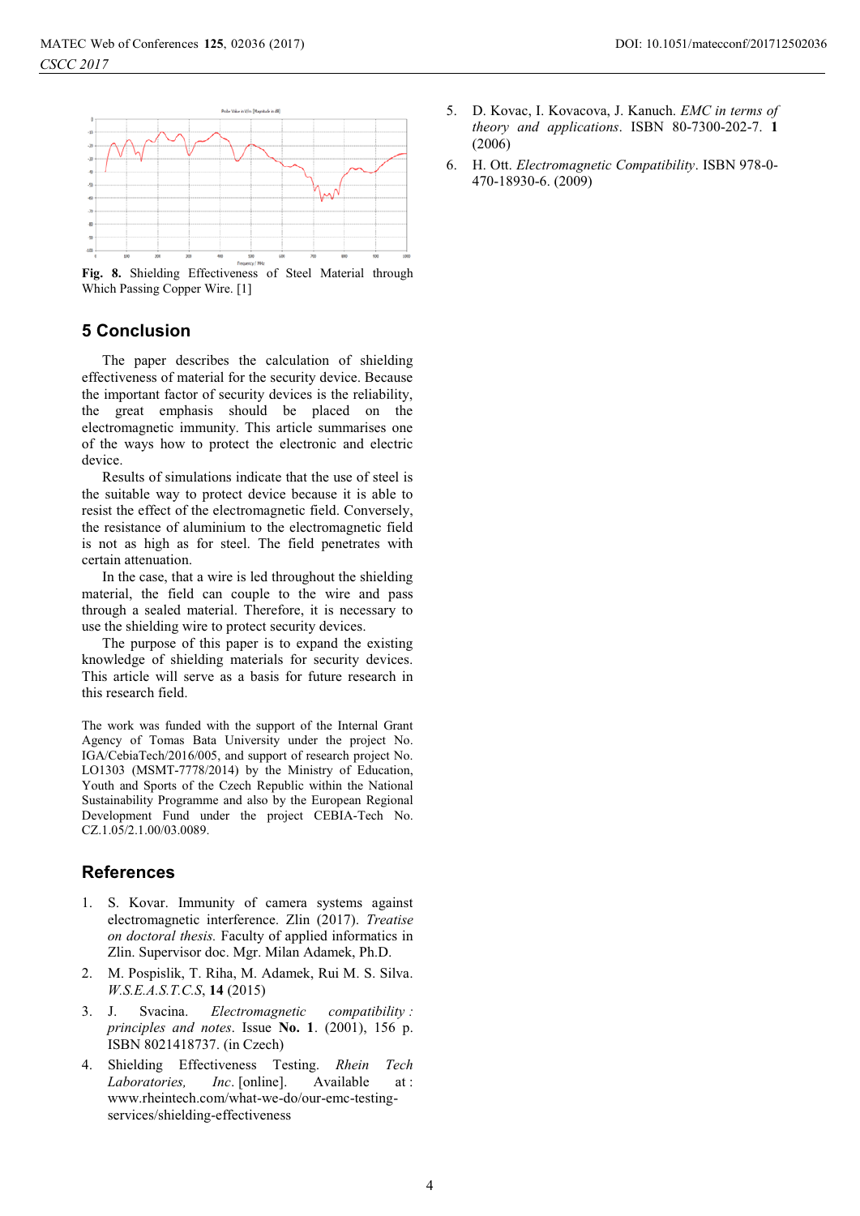Fig. 8. Shielding Effectiveness of Steel Material through Which Passing Copper Wire. [1]

## 5 Conclusion

The paper describes the calculation of shielding effectiveness of material for the security device. Because the important factor of security devices is the reliability, the great emphasis should be placed on the electromagnetic immunity. This article summarises one of the ways how to protect the electronic and electric device.

Results of simulations indicate that the use of steel is the suitable way to protect device because it is able to resist the effect of the electromagnetic field. Conversely, the resistance of aluminium to the electromagnetic field is not as high as for steel. The field penetrates with certain attenuation.

In the case, that a wire is led throughout the shielding material, the field can couple to the wire and pass through a sealed material. Therefore, it is necessary to use the shielding wire to protect security devices.

The purpose of this paper is to expand the existing knowledge of shielding materials for security devices. This article will serve as a basis for future research in this research field.

The work was funded with the support of the Internal Grant Agency of Tomas Bata University under the project No. IGA/CebiaTech/2016/005, and support of research project No. LO1303 (MSMT-7778/2014) by the Ministry of Education, Youth and Sports of the Czech Republic within the National Sustainability Programme and also by the European Regional Development Fund under the project CEBIA-Tech No. CZ.1.05/2.1.00/03.0089.

## References

1. S. Kovar. Immunity of camera systems against electromagnetic interference. Zlin (2017). *Treatise on doctoral thesis.* Faculty of applied informatics in Zlin. Supervisor doc. Mgr. Milan Adamek, Ph.D.
2. M. Pospislik, T. Riha, M. Adamek, Rui M. S. Silva. *W.S.E.A.S.T.C.S*, **14** (2015)
3. J. Svacina. *Electromagnetic compatibility : principles and notes*. Issue **No. 1**. (2001), 156 p. ISBN 8021418737. (in Czech)
4. Shielding Effectiveness Testing. *Rhein Tech Laboratories, Inc*. [online]. Available at : www.rheintech.com/what-we-do/our-emc-testing-services/shielding-effectiveness
5. D. Kovac, I. Kovacova, J. Kanuch. *EMC in terms of theory and applications*. ISBN 80-7300-202-7. **1** (2006)
6. H. Ott. *Electromagnetic Compatibility*. ISBN 978-0-470-18930-6. (2009)